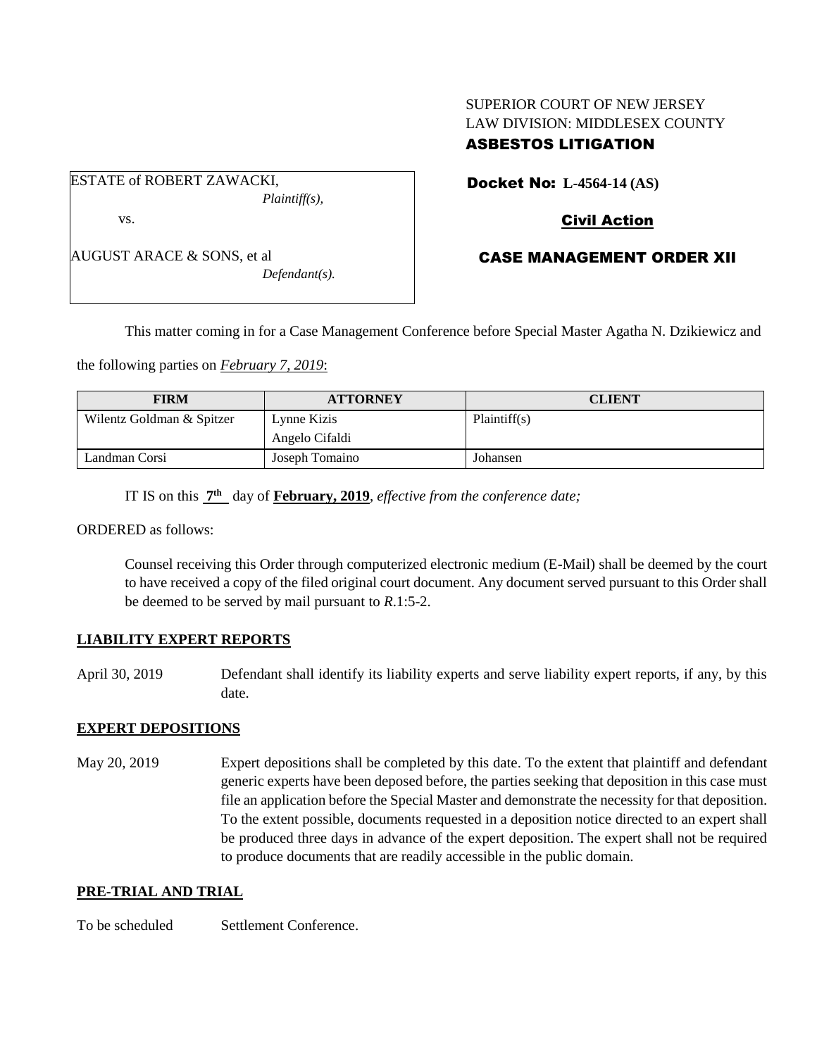SUPERIOR COURT OF NEW JERSEY
LAW DIVISION: MIDDLESEX COUNTY
**ASBESTOS LITIGATION**

ESTATE of ROBERT ZAWACKI,
*Plaintiff(s),*

vs.

AUGUST ARACE & SONS, et al
*Defendant(s).*

**Docket No: L-4564-14 (AS)**

**Civil Action**

**CASE MANAGEMENT ORDER XII**

This matter coming in for a Case Management Conference before Special Master Agatha N. Dzikiewicz and the following parties on *February 7, 2019*:

| FIRM | ATTORNEY | CLIENT |
|---|---|---|
| Wilentz Goldman & Spitzer | Lynne Kizis<br>Angelo Cifaldi | Plaintiff(s) |
| Landman Corsi | Joseph Tomaino | Johansen |

IT IS on this **7th** day of **February, 2019**, *effective from the conference date;*

ORDERED as follows:

Counsel receiving this Order through computerized electronic medium (E-Mail) shall be deemed by the court to have received a copy of the filed original court document. Any document served pursuant to this Order shall be deemed to be served by mail pursuant to *R*.1:5-2.

**LIABILITY EXPERT REPORTS**

April 30, 2019 — Defendant shall identify its liability experts and serve liability expert reports, if any, by this date.

**EXPERT DEPOSITIONS**

May 20, 2019 — Expert depositions shall be completed by this date. To the extent that plaintiff and defendant generic experts have been deposed before, the parties seeking that deposition in this case must file an application before the Special Master and demonstrate the necessity for that deposition. To the extent possible, documents requested in a deposition notice directed to an expert shall be produced three days in advance of the expert deposition. The expert shall not be required to produce documents that are readily accessible in the public domain.

**PRE-TRIAL AND TRIAL**

To be scheduled — Settlement Conference.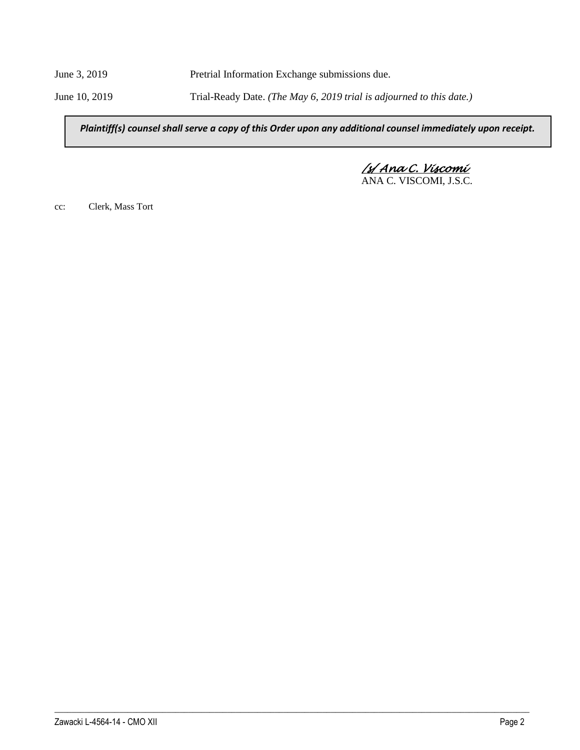| | |
|---|---|
| June 3, 2019 | Pretrial Information Exchange submissions due. |
| June 10, 2019 | Trial-Ready Date. *(The May 6, 2019 trial is adjourned to this date.)* |

***Plaintiff(s) counsel shall serve a copy of this Order upon any additional counsel immediately upon receipt.***

/s/ Ana C. Viscomi
ANA C. VISCOMI, J.S.C.

cc: Clerk, Mass Tort